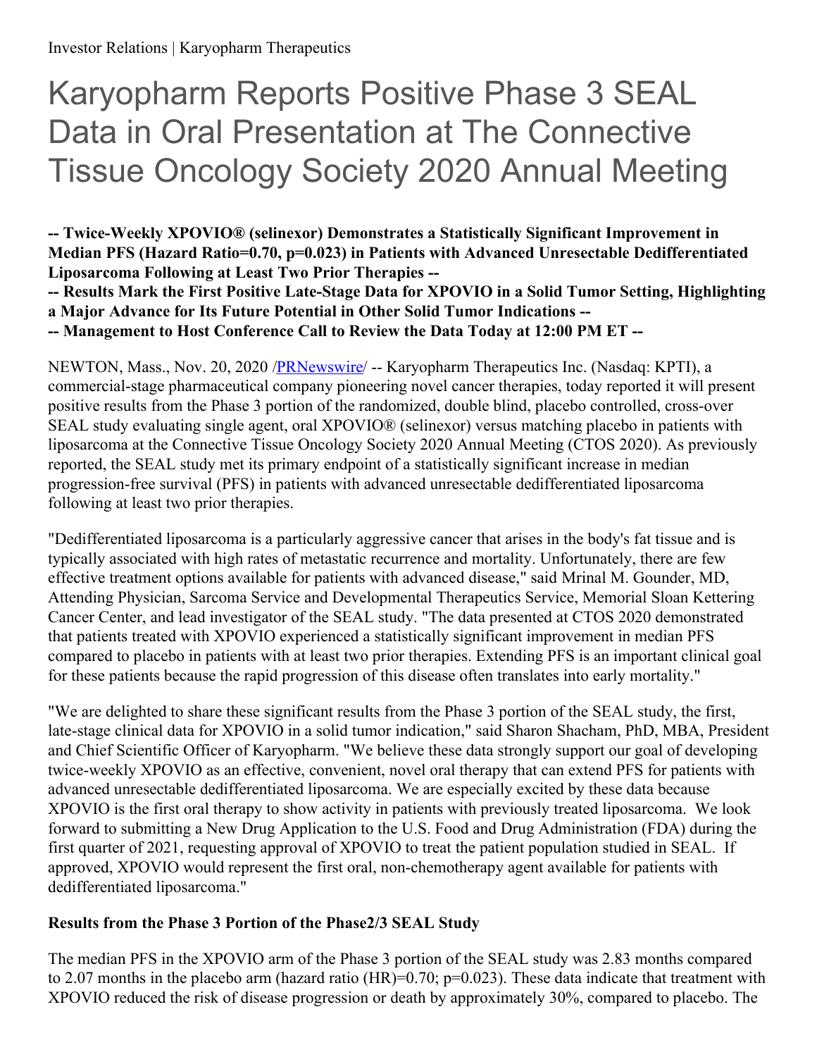# Karyopharm Reports Positive Phase 3 SEAL Data in Oral Presentation at The Connective Tissue Oncology Society 2020 Annual Meeting

**-- Twice-Weekly XPOVIO® (selinexor) Demonstrates a Statistically Significant Improvement in Median PFS (Hazard Ratio=0.70, p=0.023) in Patients with Advanced Unresectable Dedifferentiated Liposarcoma Following at Least Two Prior Therapies --**

**-- Results Mark the First Positive Late-Stage Data for XPOVIO in a Solid Tumor Setting, Highlighting a Major Advance for Its Future Potential in Other Solid Tumor Indications --**

**-- Management to Host Conference Call to Review the Data Today at 12:00 PM ET --**

NEWTON, Mass., Nov. 20, 2020 /PRNewswire/ -- Karyopharm Therapeutics Inc. (Nasdaq: KPTI), a commercial-stage pharmaceutical company pioneering novel cancer therapies, today reported it will present positive results from the Phase 3 portion of the randomized, double blind, placebo controlled, cross-over SEAL study evaluating single agent, oral XPOVIO® (selinexor) versus matching placebo in patients with liposarcoma at the Connective Tissue Oncology Society 2020 Annual Meeting (CTOS 2020). As previously reported, the SEAL study met its primary endpoint of a statistically significant increase in median progression-free survival (PFS) in patients with advanced unresectable dedifferentiated liposarcoma following at least two prior therapies.

"Dedifferentiated liposarcoma is a particularly aggressive cancer that arises in the body's fat tissue and is typically associated with high rates of metastatic recurrence and mortality. Unfortunately, there are few effective treatment options available for patients with advanced disease," said Mrinal M. Gounder, MD, Attending Physician, Sarcoma Service and Developmental Therapeutics Service, Memorial Sloan Kettering Cancer Center, and lead investigator of the SEAL study. "The data presented at CTOS 2020 demonstrated that patients treated with XPOVIO experienced a statistically significant improvement in median PFS compared to placebo in patients with at least two prior therapies. Extending PFS is an important clinical goal for these patients because the rapid progression of this disease often translates into early mortality."

"We are delighted to share these significant results from the Phase 3 portion of the SEAL study, the first, late-stage clinical data for XPOVIO in a solid tumor indication," said Sharon Shacham, PhD, MBA, President and Chief Scientific Officer of Karyopharm. "We believe these data strongly support our goal of developing twice-weekly XPOVIO as an effective, convenient, novel oral therapy that can extend PFS for patients with advanced unresectable dedifferentiated liposarcoma. We are especially excited by these data because XPOVIO is the first oral therapy to show activity in patients with previously treated liposarcoma. We look forward to submitting a New Drug Application to the U.S. Food and Drug Administration (FDA) during the first quarter of 2021, requesting approval of XPOVIO to treat the patient population studied in SEAL. If approved, XPOVIO would represent the first oral, non-chemotherapy agent available for patients with dedifferentiated liposarcoma."

**Results from the Phase 3 Portion of the Phase2/3 SEAL Study**

The median PFS in the XPOVIO arm of the Phase 3 portion of the SEAL study was 2.83 months compared to 2.07 months in the placebo arm (hazard ratio (HR)=0.70; p=0.023). These data indicate that treatment with XPOVIO reduced the risk of disease progression or death by approximately 30%, compared to placebo. The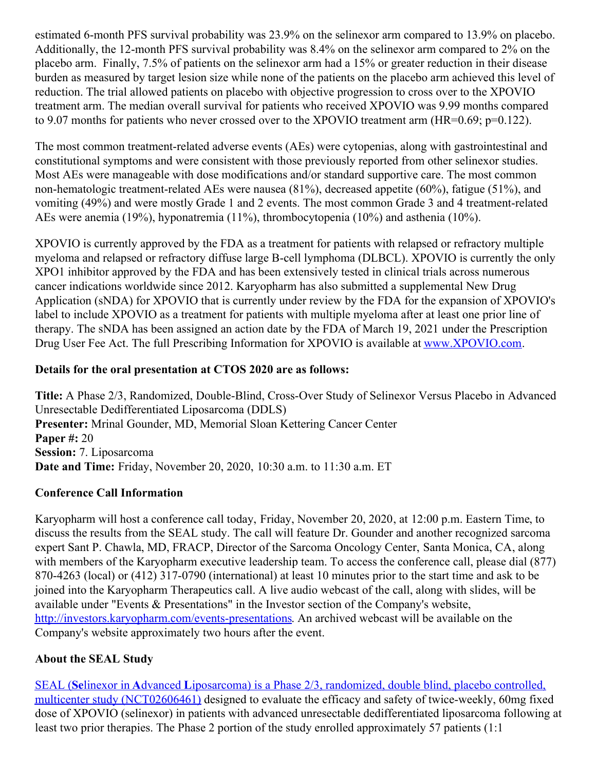estimated 6-month PFS survival probability was 23.9% on the selinexor arm compared to 13.9% on placebo. Additionally, the 12-month PFS survival probability was 8.4% on the selinexor arm compared to 2% on the placebo arm. Finally, 7.5% of patients on the selinexor arm had a 15% or greater reduction in their disease burden as measured by target lesion size while none of the patients on the placebo arm achieved this level of reduction. The trial allowed patients on placebo with objective progression to cross over to the XPOVIO treatment arm. The median overall survival for patients who received XPOVIO was 9.99 months compared to 9.07 months for patients who never crossed over to the XPOVIO treatment arm (HR=0.69; p=0.122).

The most common treatment-related adverse events (AEs) were cytopenias, along with gastrointestinal and constitutional symptoms and were consistent with those previously reported from other selinexor studies. Most AEs were manageable with dose modifications and/or standard supportive care. The most common non-hematologic treatment-related AEs were nausea (81%), decreased appetite (60%), fatigue (51%), and vomiting (49%) and were mostly Grade 1 and 2 events. The most common Grade 3 and 4 treatment-related AEs were anemia (19%), hyponatremia (11%), thrombocytopenia (10%) and asthenia (10%).

XPOVIO is currently approved by the FDA as a treatment for patients with relapsed or refractory multiple myeloma and relapsed or refractory diffuse large B-cell lymphoma (DLBCL). XPOVIO is currently the only XPO1 inhibitor approved by the FDA and has been extensively tested in clinical trials across numerous cancer indications worldwide since 2012. Karyopharm has also submitted a supplemental New Drug Application (sNDA) for XPOVIO that is currently under review by the FDA for the expansion of XPOVIO's label to include XPOVIO as a treatment for patients with multiple myeloma after at least one prior line of therapy. The sNDA has been assigned an action date by the FDA of March 19, 2021 under the Prescription Drug User Fee Act. The full Prescribing Information for XPOVIO is available at [www.XPOVIO.com](http://www.XPOVIO.com).

**Details for the oral presentation at CTOS 2020 are as follows:**

**Title:** A Phase 2/3, Randomized, Double-Blind, Cross-Over Study of Selinexor Versus Placebo in Advanced Unresectable Dedifferentiated Liposarcoma (DDLS)
**Presenter:** Mrinal Gounder, MD, Memorial Sloan Kettering Cancer Center
**Paper #:** 20
**Session:** 7. Liposarcoma
**Date and Time:** Friday, November 20, 2020, 10:30 a.m. to 11:30 a.m. ET

**Conference Call Information**

Karyopharm will host a conference call today, Friday, November 20, 2020, at 12:00 p.m. Eastern Time, to discuss the results from the SEAL study. The call will feature Dr. Gounder and another recognized sarcoma expert Sant P. Chawla, MD, FRACP, Director of the Sarcoma Oncology Center, Santa Monica, CA, along with members of the Karyopharm executive leadership team. To access the conference call, please dial (877) 870-4263 (local) or (412) 317-0790 (international) at least 10 minutes prior to the start time and ask to be joined into the Karyopharm Therapeutics call. A live audio webcast of the call, along with slides, will be available under "Events & Presentations" in the Investor section of the Company's website, [http://investors.karyopharm.com/events-presentations](http://investors.karyopharm.com/events-presentations). An archived webcast will be available on the Company's website approximately two hours after the event.

**About the SEAL Study**

[SEAL (**Se**linexor in **A**dvanced **L**iposarcoma) is a Phase 2/3, randomized, double blind, placebo controlled, multicenter study (NCT02606461)](https://clinicaltrials.gov/ct2/show/NCT02606461) designed to evaluate the efficacy and safety of twice-weekly, 60mg fixed dose of XPOVIO (selinexor) in patients with advanced unresectable dedifferentiated liposarcoma following at least two prior therapies. The Phase 2 portion of the study enrolled approximately 57 patients (1:1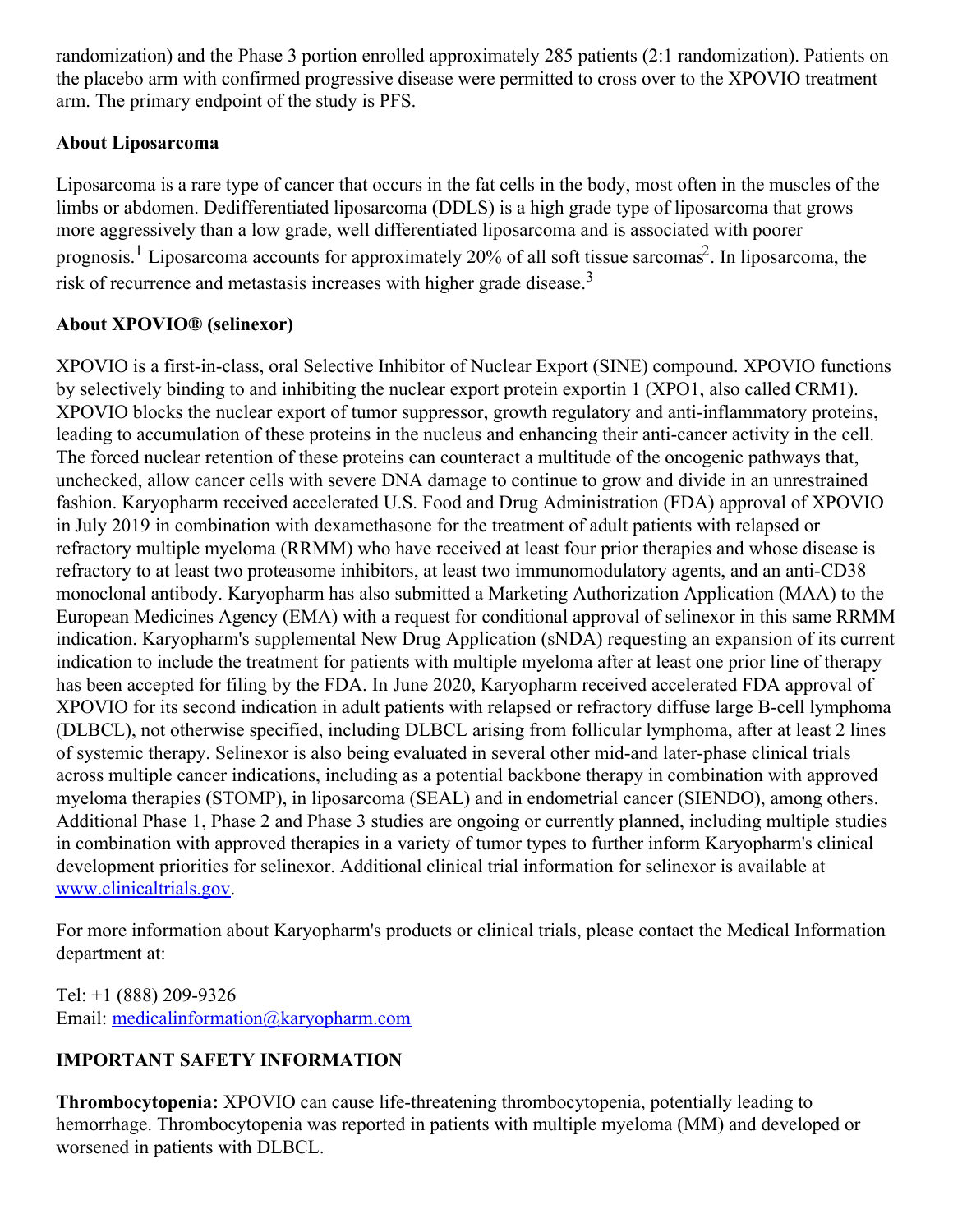randomization) and the Phase 3 portion enrolled approximately 285 patients (2:1 randomization). Patients on the placebo arm with confirmed progressive disease were permitted to cross over to the XPOVIO treatment arm. The primary endpoint of the study is PFS.

**About Liposarcoma**

Liposarcoma is a rare type of cancer that occurs in the fat cells in the body, most often in the muscles of the limbs or abdomen. Dedifferentiated liposarcoma (DDLS) is a high grade type of liposarcoma that grows more aggressively than a low grade, well differentiated liposarcoma and is associated with poorer prognosis.[1] Liposarcoma accounts for approximately 20% of all soft tissue sarcomas[2]. In liposarcoma, the risk of recurrence and metastasis increases with higher grade disease.[3]

**About XPOVIO® (selinexor)**

XPOVIO is a first-in-class, oral Selective Inhibitor of Nuclear Export (SINE) compound. XPOVIO functions by selectively binding to and inhibiting the nuclear export protein exportin 1 (XPO1, also called CRM1). XPOVIO blocks the nuclear export of tumor suppressor, growth regulatory and anti-inflammatory proteins, leading to accumulation of these proteins in the nucleus and enhancing their anti-cancer activity in the cell. The forced nuclear retention of these proteins can counteract a multitude of the oncogenic pathways that, unchecked, allow cancer cells with severe DNA damage to continue to grow and divide in an unrestrained fashion. Karyopharm received accelerated U.S. Food and Drug Administration (FDA) approval of XPOVIO in July 2019 in combination with dexamethasone for the treatment of adult patients with relapsed or refractory multiple myeloma (RRMM) who have received at least four prior therapies and whose disease is refractory to at least two proteasome inhibitors, at least two immunomodulatory agents, and an anti-CD38 monoclonal antibody. Karyopharm has also submitted a Marketing Authorization Application (MAA) to the European Medicines Agency (EMA) with a request for conditional approval of selinexor in this same RRMM indication. Karyopharm's supplemental New Drug Application (sNDA) requesting an expansion of its current indication to include the treatment for patients with multiple myeloma after at least one prior line of therapy has been accepted for filing by the FDA. In June 2020, Karyopharm received accelerated FDA approval of XPOVIO for its second indication in adult patients with relapsed or refractory diffuse large B-cell lymphoma (DLBCL), not otherwise specified, including DLBCL arising from follicular lymphoma, after at least 2 lines of systemic therapy. Selinexor is also being evaluated in several other mid-and later-phase clinical trials across multiple cancer indications, including as a potential backbone therapy in combination with approved myeloma therapies (STOMP), in liposarcoma (SEAL) and in endometrial cancer (SIENDO), among others. Additional Phase 1, Phase 2 and Phase 3 studies are ongoing or currently planned, including multiple studies in combination with approved therapies in a variety of tumor types to further inform Karyopharm's clinical development priorities for selinexor. Additional clinical trial information for selinexor is available at [www.clinicaltrials.gov](http://www.clinicaltrials.gov).

For more information about Karyopharm's products or clinical trials, please contact the Medical Information department at:

Tel: +1 (888) 209-9326
Email: [medicalinformation@karyopharm.com](mailto:medicalinformation@karyopharm.com)

**IMPORTANT SAFETY INFORMATION**

**Thrombocytopenia:** XPOVIO can cause life-threatening thrombocytopenia, potentially leading to hemorrhage. Thrombocytopenia was reported in patients with multiple myeloma (MM) and developed or worsened in patients with DLBCL.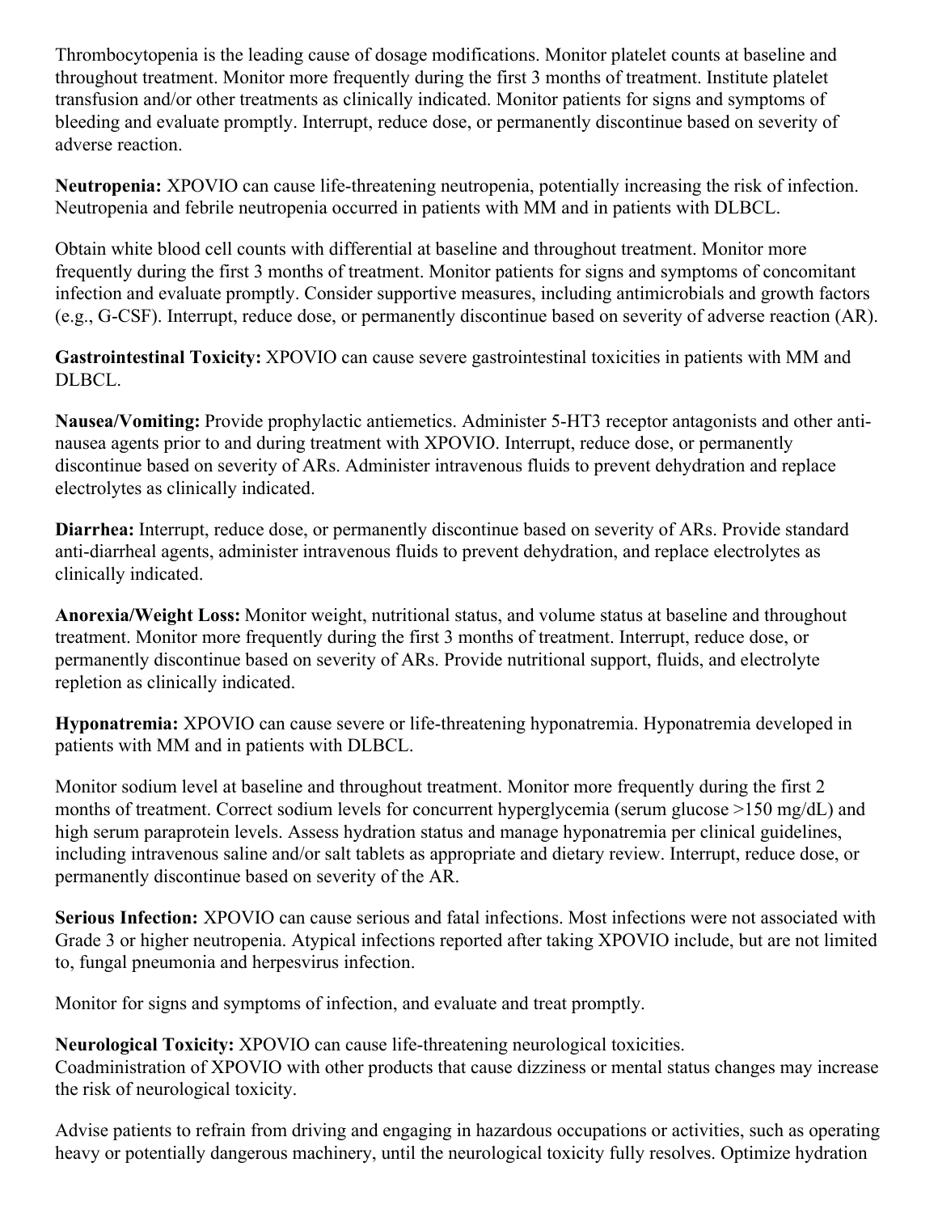Thrombocytopenia is the leading cause of dosage modifications. Monitor platelet counts at baseline and throughout treatment. Monitor more frequently during the first 3 months of treatment. Institute platelet transfusion and/or other treatments as clinically indicated. Monitor patients for signs and symptoms of bleeding and evaluate promptly. Interrupt, reduce dose, or permanently discontinue based on severity of adverse reaction.

**Neutropenia:** XPOVIO can cause life-threatening neutropenia, potentially increasing the risk of infection. Neutropenia and febrile neutropenia occurred in patients with MM and in patients with DLBCL.

Obtain white blood cell counts with differential at baseline and throughout treatment. Monitor more frequently during the first 3 months of treatment. Monitor patients for signs and symptoms of concomitant infection and evaluate promptly. Consider supportive measures, including antimicrobials and growth factors (e.g., G-CSF). Interrupt, reduce dose, or permanently discontinue based on severity of adverse reaction (AR).

**Gastrointestinal Toxicity:** XPOVIO can cause severe gastrointestinal toxicities in patients with MM and DLBCL.

**Nausea/Vomiting:** Provide prophylactic antiemetics. Administer 5-HT3 receptor antagonists and other anti-nausea agents prior to and during treatment with XPOVIO. Interrupt, reduce dose, or permanently discontinue based on severity of ARs. Administer intravenous fluids to prevent dehydration and replace electrolytes as clinically indicated.

**Diarrhea:** Interrupt, reduce dose, or permanently discontinue based on severity of ARs. Provide standard anti-diarrheal agents, administer intravenous fluids to prevent dehydration, and replace electrolytes as clinically indicated.

**Anorexia/Weight Loss:** Monitor weight, nutritional status, and volume status at baseline and throughout treatment. Monitor more frequently during the first 3 months of treatment. Interrupt, reduce dose, or permanently discontinue based on severity of ARs. Provide nutritional support, fluids, and electrolyte repletion as clinically indicated.

**Hyponatremia:** XPOVIO can cause severe or life-threatening hyponatremia. Hyponatremia developed in patients with MM and in patients with DLBCL.

Monitor sodium level at baseline and throughout treatment. Monitor more frequently during the first 2 months of treatment. Correct sodium levels for concurrent hyperglycemia (serum glucose >150 mg/dL) and high serum paraprotein levels. Assess hydration status and manage hyponatremia per clinical guidelines, including intravenous saline and/or salt tablets as appropriate and dietary review. Interrupt, reduce dose, or permanently discontinue based on severity of the AR.

**Serious Infection:** XPOVIO can cause serious and fatal infections. Most infections were not associated with Grade 3 or higher neutropenia. Atypical infections reported after taking XPOVIO include, but are not limited to, fungal pneumonia and herpesvirus infection.

Monitor for signs and symptoms of infection, and evaluate and treat promptly.

**Neurological Toxicity:** XPOVIO can cause life-threatening neurological toxicities.
Coadministration of XPOVIO with other products that cause dizziness or mental status changes may increase the risk of neurological toxicity.

Advise patients to refrain from driving and engaging in hazardous occupations or activities, such as operating heavy or potentially dangerous machinery, until the neurological toxicity fully resolves. Optimize hydration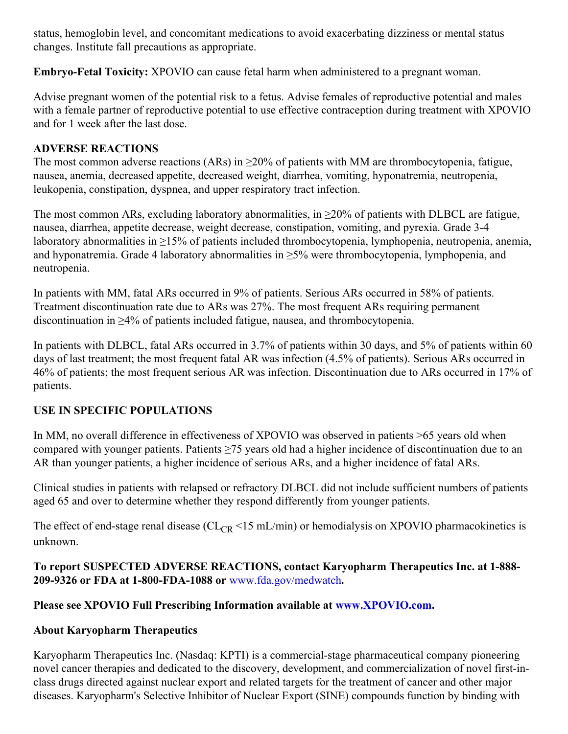status, hemoglobin level, and concomitant medications to avoid exacerbating dizziness or mental status changes. Institute fall precautions as appropriate.

**Embryo-Fetal Toxicity:** XPOVIO can cause fetal harm when administered to a pregnant woman.

Advise pregnant women of the potential risk to a fetus. Advise females of reproductive potential and males with a female partner of reproductive potential to use effective contraception during treatment with XPOVIO and for 1 week after the last dose.

**ADVERSE REACTIONS**

The most common adverse reactions (ARs) in ≥20% of patients with MM are thrombocytopenia, fatigue, nausea, anemia, decreased appetite, decreased weight, diarrhea, vomiting, hyponatremia, neutropenia, leukopenia, constipation, dyspnea, and upper respiratory tract infection.

The most common ARs, excluding laboratory abnormalities, in ≥20% of patients with DLBCL are fatigue, nausea, diarrhea, appetite decrease, weight decrease, constipation, vomiting, and pyrexia. Grade 3-4 laboratory abnormalities in ≥15% of patients included thrombocytopenia, lymphopenia, neutropenia, anemia, and hyponatremia. Grade 4 laboratory abnormalities in ≥5% were thrombocytopenia, lymphopenia, and neutropenia.

In patients with MM, fatal ARs occurred in 9% of patients. Serious ARs occurred in 58% of patients. Treatment discontinuation rate due to ARs was 27%. The most frequent ARs requiring permanent discontinuation in ≥4% of patients included fatigue, nausea, and thrombocytopenia.

In patients with DLBCL, fatal ARs occurred in 3.7% of patients within 30 days, and 5% of patients within 60 days of last treatment; the most frequent fatal AR was infection (4.5% of patients). Serious ARs occurred in 46% of patients; the most frequent serious AR was infection. Discontinuation due to ARs occurred in 17% of patients.

**USE IN SPECIFIC POPULATIONS**

In MM, no overall difference in effectiveness of XPOVIO was observed in patients >65 years old when compared with younger patients. Patients ≥75 years old had a higher incidence of discontinuation due to an AR than younger patients, a higher incidence of serious ARs, and a higher incidence of fatal ARs.

Clinical studies in patients with relapsed or refractory DLBCL did not include sufficient numbers of patients aged 65 and over to determine whether they respond differently from younger patients.

The effect of end-stage renal disease ($CL_{CR}$ <15 mL/min) or hemodialysis on XPOVIO pharmacokinetics is unknown.

**To report SUSPECTED ADVERSE REACTIONS, contact Karyopharm Therapeutics Inc. at 1-888-209-9326 or FDA at 1-800-FDA-1088 or** [www.fda.gov/medwatch](www.fda.gov/medwatch)**.**

**Please see XPOVIO Full Prescribing Information available at [www.XPOVIO.com](www.XPOVIO.com).**

**About Karyopharm Therapeutics**

Karyopharm Therapeutics Inc. (Nasdaq: KPTI) is a commercial-stage pharmaceutical company pioneering novel cancer therapies and dedicated to the discovery, development, and commercialization of novel first-in-class drugs directed against nuclear export and related targets for the treatment of cancer and other major diseases. Karyopharm's Selective Inhibitor of Nuclear Export (SINE) compounds function by binding with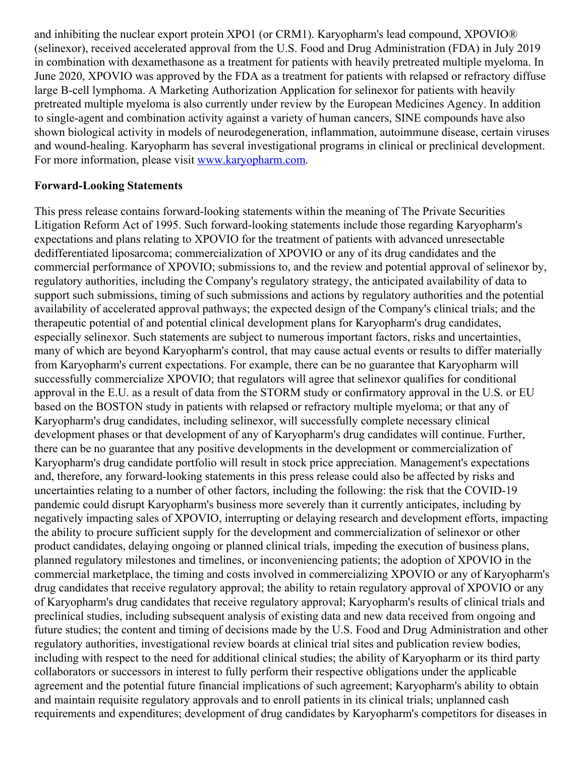and inhibiting the nuclear export protein XPO1 (or CRM1). Karyopharm's lead compound, XPOVIO® (selinexor), received accelerated approval from the U.S. Food and Drug Administration (FDA) in July 2019 in combination with dexamethasone as a treatment for patients with heavily pretreated multiple myeloma. In June 2020, XPOVIO was approved by the FDA as a treatment for patients with relapsed or refractory diffuse large B-cell lymphoma. A Marketing Authorization Application for selinexor for patients with heavily pretreated multiple myeloma is also currently under review by the European Medicines Agency. In addition to single-agent and combination activity against a variety of human cancers, SINE compounds have also shown biological activity in models of neurodegeneration, inflammation, autoimmune disease, certain viruses and wound-healing. Karyopharm has several investigational programs in clinical or preclinical development. For more information, please visit [www.karyopharm.com](http://www.karyopharm.com).

**Forward-Looking Statements**

This press release contains forward-looking statements within the meaning of The Private Securities Litigation Reform Act of 1995. Such forward-looking statements include those regarding Karyopharm's expectations and plans relating to XPOVIO for the treatment of patients with advanced unresectable dedifferentiated liposarcoma; commercialization of XPOVIO or any of its drug candidates and the commercial performance of XPOVIO; submissions to, and the review and potential approval of selinexor by, regulatory authorities, including the Company's regulatory strategy, the anticipated availability of data to support such submissions, timing of such submissions and actions by regulatory authorities and the potential availability of accelerated approval pathways; the expected design of the Company's clinical trials; and the therapeutic potential of and potential clinical development plans for Karyopharm's drug candidates, especially selinexor. Such statements are subject to numerous important factors, risks and uncertainties, many of which are beyond Karyopharm's control, that may cause actual events or results to differ materially from Karyopharm's current expectations. For example, there can be no guarantee that Karyopharm will successfully commercialize XPOVIO; that regulators will agree that selinexor qualifies for conditional approval in the E.U. as a result of data from the STORM study or confirmatory approval in the U.S. or EU based on the BOSTON study in patients with relapsed or refractory multiple myeloma; or that any of Karyopharm's drug candidates, including selinexor, will successfully complete necessary clinical development phases or that development of any of Karyopharm's drug candidates will continue. Further, there can be no guarantee that any positive developments in the development or commercialization of Karyopharm's drug candidate portfolio will result in stock price appreciation. Management's expectations and, therefore, any forward-looking statements in this press release could also be affected by risks and uncertainties relating to a number of other factors, including the following: the risk that the COVID-19 pandemic could disrupt Karyopharm's business more severely than it currently anticipates, including by negatively impacting sales of XPOVIO, interrupting or delaying research and development efforts, impacting the ability to procure sufficient supply for the development and commercialization of selinexor or other product candidates, delaying ongoing or planned clinical trials, impeding the execution of business plans, planned regulatory milestones and timelines, or inconveniencing patients; the adoption of XPOVIO in the commercial marketplace, the timing and costs involved in commercializing XPOVIO or any of Karyopharm's drug candidates that receive regulatory approval; the ability to retain regulatory approval of XPOVIO or any of Karyopharm's drug candidates that receive regulatory approval; Karyopharm's results of clinical trials and preclinical studies, including subsequent analysis of existing data and new data received from ongoing and future studies; the content and timing of decisions made by the U.S. Food and Drug Administration and other regulatory authorities, investigational review boards at clinical trial sites and publication review bodies, including with respect to the need for additional clinical studies; the ability of Karyopharm or its third party collaborators or successors in interest to fully perform their respective obligations under the applicable agreement and the potential future financial implications of such agreement; Karyopharm's ability to obtain and maintain requisite regulatory approvals and to enroll patients in its clinical trials; unplanned cash requirements and expenditures; development of drug candidates by Karyopharm's competitors for diseases in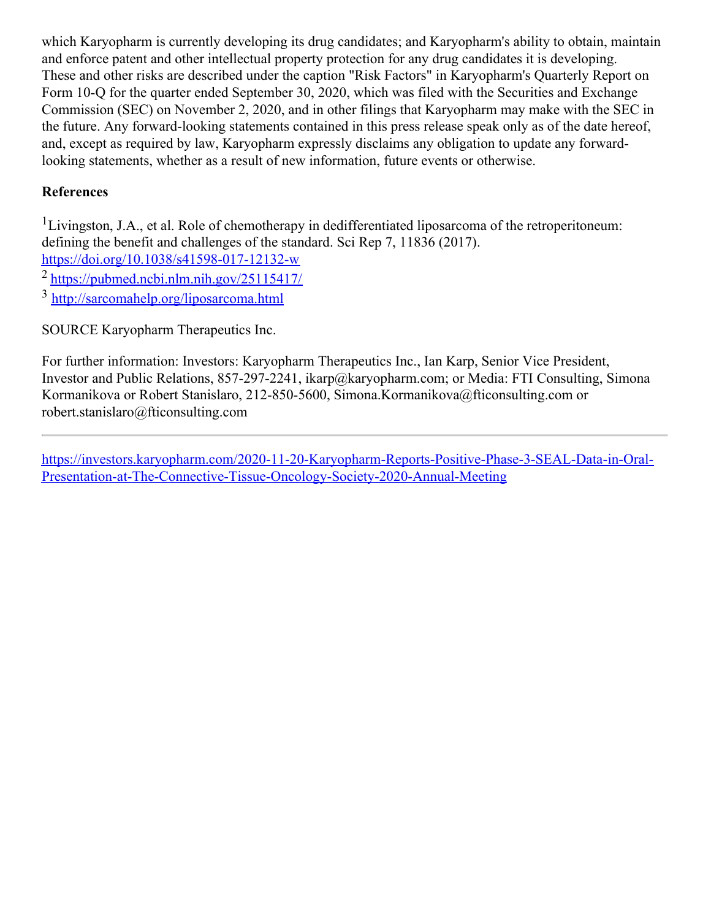which Karyopharm is currently developing its drug candidates; and Karyopharm's ability to obtain, maintain and enforce patent and other intellectual property protection for any drug candidates it is developing. These and other risks are described under the caption "Risk Factors" in Karyopharm's Quarterly Report on Form 10-Q for the quarter ended September 30, 2020, which was filed with the Securities and Exchange Commission (SEC) on November 2, 2020, and in other filings that Karyopharm may make with the SEC in the future. Any forward-looking statements contained in this press release speak only as of the date hereof, and, except as required by law, Karyopharm expressly disclaims any obligation to update any forward-looking statements, whether as a result of new information, future events or otherwise.

**References**

[1]Livingston, J.A., et al. Role of chemotherapy in dedifferentiated liposarcoma of the retroperitoneum: defining the benefit and challenges of the standard. Sci Rep 7, 11836 (2017). https://doi.org/10.1038/s41598-017-12132-w

[2] https://pubmed.ncbi.nlm.nih.gov/25115417/

[3] http://sarcomahelp.org/liposarcoma.html

SOURCE Karyopharm Therapeutics Inc.

For further information: Investors: Karyopharm Therapeutics Inc., Ian Karp, Senior Vice President, Investor and Public Relations, 857-297-2241, ikarp@karyopharm.com; or Media: FTI Consulting, Simona Kormanikova or Robert Stanislaro, 212-850-5600, Simona.Kormanikova@fticonsulting.com or robert.stanislaro@fticonsulting.com

---

https://investors.karyopharm.com/2020-11-20-Karyopharm-Reports-Positive-Phase-3-SEAL-Data-in-Oral-Presentation-at-The-Connective-Tissue-Oncology-Society-2020-Annual-Meeting